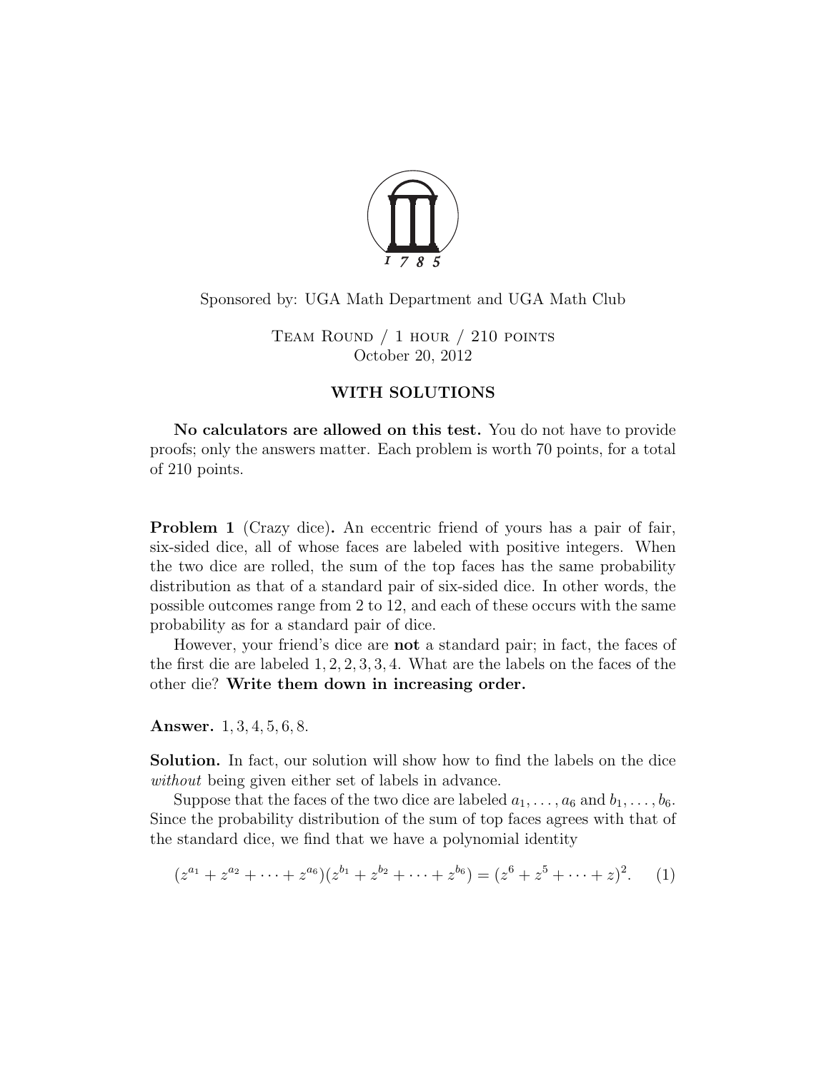Sponsored by: UGA Math Department and UGA Math Club

Team Round / 1 hour / 210 points
October 20, 2012

## WITH SOLUTIONS

**No calculators are allowed on this test.** You do not have to provide proofs; only the answers matter. Each problem is worth 70 points, for a total of 210 points.

**Problem 1** (Crazy dice)**.** An eccentric friend of yours has a pair of fair, six-sided dice, all of whose faces are labeled with positive integers. When the two dice are rolled, the sum of the top faces has the same probability distribution as that of a standard pair of six-sided dice. In other words, the possible outcomes range from 2 to 12, and each of these occurs with the same probability as for a standard pair of dice.

However, your friend's dice are **not** a standard pair; in fact, the faces of the first die are labeled 1, 2, 2, 3, 3, 4. What are the labels on the faces of the other die? **Write them down in increasing order.**

**Answer.** 1, 3, 4, 5, 6, 8.

**Solution.** In fact, our solution will show how to find the labels on the dice *without* being given either set of labels in advance.

Suppose that the faces of the two dice are labeled $a_1, \dots, a_6$ and $b_1, \dots, b_6$. Since the probability distribution of the sum of top faces agrees with that of the standard dice, we find that we have a polynomial identity

$$(z^{a_1} + z^{a_2} + \cdots + z^{a_6})(z^{b_1} + z^{b_2} + \cdots + z^{b_6}) = (z^6 + z^5 + \cdots + z)^2. \qquad (1)$$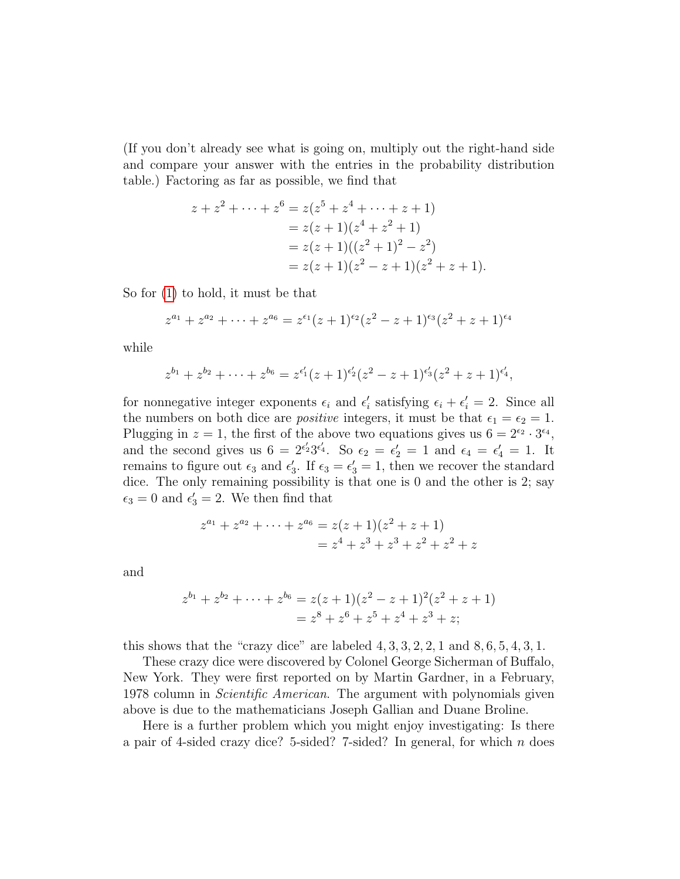(If you don't already see what is going on, multiply out the right-hand side and compare your answer with the entries in the probability distribution table.) Factoring as far as possible, we find that

$$
\begin{aligned}
z + z^2 + \cdots + z^6 &= z(z^5 + z^4 + \cdots + z + 1) \\
&= z(z+1)(z^4 + z^2 + 1) \\
&= z(z+1)((z^2+1)^2 - z^2) \\
&= z(z+1)(z^2 - z + 1)(z^2 + z + 1).
\end{aligned}
$$

So for (1) to hold, it must be that

$$
z^{a_1} + z^{a_2} + \cdots + z^{a_6} = z^{\epsilon_1}(z+1)^{\epsilon_2}(z^2 - z + 1)^{\epsilon_3}(z^2 + z + 1)^{\epsilon_4}
$$

while

$$
z^{b_1} + z^{b_2} + \cdots + z^{b_6} = z^{\epsilon_1'}(z+1)^{\epsilon_2'}(z^2 - z + 1)^{\epsilon_3'}(z^2 + z + 1)^{\epsilon_4'},
$$

for nonnegative integer exponents $\epsilon_i$ and $\epsilon_i'$ satisfying $\epsilon_i + \epsilon_i' = 2$. Since all the numbers on both dice are *positive* integers, it must be that $\epsilon_1 = \epsilon_2 = 1$. Plugging in $z = 1$, the first of the above two equations gives us $6 = 2^{\epsilon_2} \cdot 3^{\epsilon_4}$, and the second gives us $6 = 2^{\epsilon_2'} 3^{\epsilon_4'}$. So $\epsilon_2 = \epsilon_2' = 1$ and $\epsilon_4 = \epsilon_4' = 1$. It remains to figure out $\epsilon_3$ and $\epsilon_3'$. If $\epsilon_3 = \epsilon_3' = 1$, then we recover the standard dice. The only remaining possibility is that one is 0 and the other is 2; say $\epsilon_3 = 0$ and $\epsilon_3' = 2$. We then find that

$$
\begin{aligned}
z^{a_1} + z^{a_2} + \cdots + z^{a_6} &= z(z+1)(z^2 + z + 1) \\
&= z^4 + z^3 + z^3 + z^2 + z^2 + z
\end{aligned}
$$

and

$$
\begin{aligned}
z^{b_1} + z^{b_2} + \cdots + z^{b_6} &= z(z+1)(z^2 - z + 1)^2(z^2 + z + 1) \\
&= z^8 + z^6 + z^5 + z^4 + z^3 + z;
\end{aligned}
$$

this shows that the "crazy dice" are labeled 4, 3, 3, 2, 2, 1 and 8, 6, 5, 4, 3, 1.

These crazy dice were discovered by Colonel George Sicherman of Buffalo, New York. They were first reported on by Martin Gardner, in a February, 1978 column in *Scientific American*. The argument with polynomials given above is due to the mathematicians Joseph Gallian and Duane Broline.

Here is a further problem which you might enjoy investigating: Is there a pair of 4-sided crazy dice? 5-sided? 7-sided? In general, for which $n$ does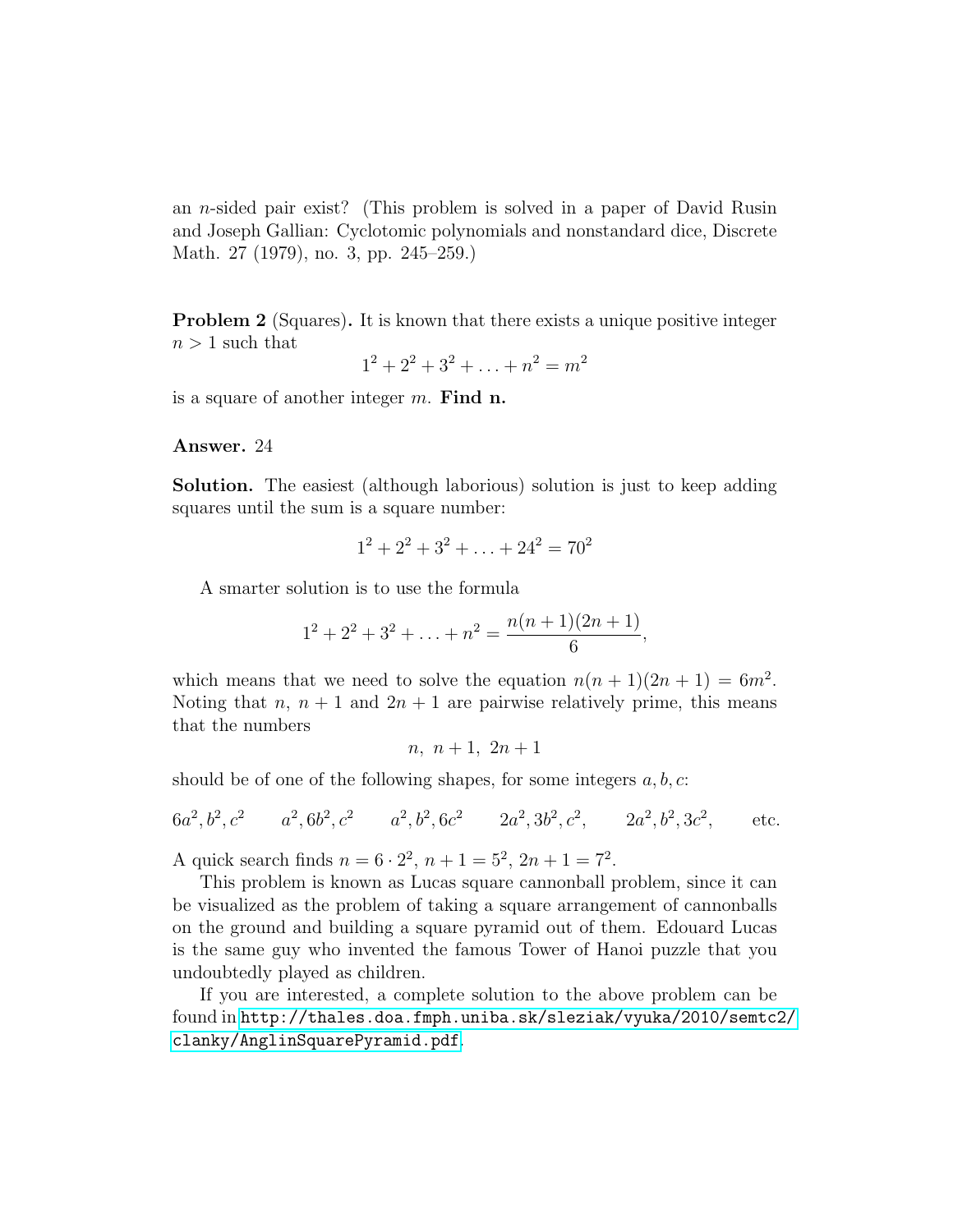an $n$-sided pair exist? (This problem is solved in a paper of David Rusin and Joseph Gallian: Cyclotomic polynomials and nonstandard dice, Discrete Math. 27 (1979), no. 3, pp. 245–259.)

**Problem 2** (Squares)**.** It is known that there exists a unique positive integer $n > 1$ such that

$$1^2 + 2^2 + 3^2 + \ldots + n^2 = m^2$$

is a square of another integer $m$. **Find n.**

**Answer.** 24

**Solution.** The easiest (although laborious) solution is just to keep adding squares until the sum is a square number:

$$1^2 + 2^2 + 3^2 + \ldots + 24^2 = 70^2$$

A smarter solution is to use the formula

$$1^2 + 2^2 + 3^2 + \ldots + n^2 = \frac{n(n+1)(2n+1)}{6},$$

which means that we need to solve the equation $n(n+1)(2n+1) = 6m^2$. Noting that $n$, $n+1$ and $2n+1$ are pairwise relatively prime, this means that the numbers

$$n,\ n+1,\ 2n+1$$

should be of one of the following shapes, for some integers $a, b, c$:

$$6a^2, b^2, c^2 \qquad a^2, 6b^2, c^2 \qquad a^2, b^2, 6c^2 \qquad 2a^2, 3b^2, c^2, \qquad 2a^2, b^2, 3c^2, \qquad \text{etc.}$$

A quick search finds $n = 6 \cdot 2^2$, $n + 1 = 5^2$, $2n + 1 = 7^2$.

This problem is known as Lucas square cannonball problem, since it can be visualized as the problem of taking a square arrangement of cannonballs on the ground and building a square pyramid out of them. Edouard Lucas is the same guy who invented the famous Tower of Hanoi puzzle that you undoubtedly played as children.

If you are interested, a complete solution to the above problem can be found in http://thales.doa.fmph.uniba.sk/sleziak/vyuka/2010/semtc2/clanky/AnglinSquarePyramid.pdf.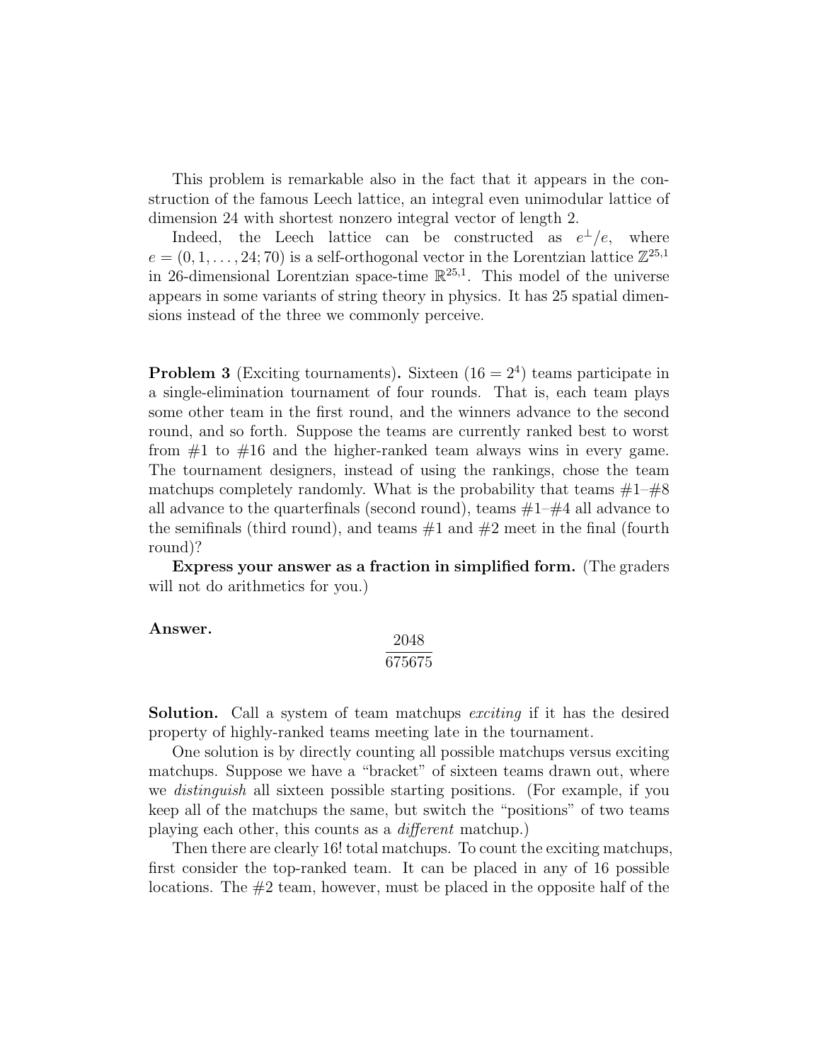This problem is remarkable also in the fact that it appears in the construction of the famous Leech lattice, an integral even unimodular lattice of dimension 24 with shortest nonzero integral vector of length 2.

Indeed, the Leech lattice can be constructed as $e^{\perp}/e$, where $e = (0, 1, \ldots, 24; 70)$ is a self-orthogonal vector in the Lorentzian lattice $\mathbb{Z}^{25,1}$ in 26-dimensional Lorentzian space-time $\mathbb{R}^{25,1}$. This model of the universe appears in some variants of string theory in physics. It has 25 spatial dimensions instead of the three we commonly perceive.

**Problem 3** (Exciting tournaments)**.** Sixteen ($16 = 2^4$) teams participate in a single-elimination tournament of four rounds. That is, each team plays some other team in the first round, and the winners advance to the second round, and so forth. Suppose the teams are currently ranked best to worst from #1 to #16 and the higher-ranked team always wins in every game. The tournament designers, instead of using the rankings, chose the team matchups completely randomly. What is the probability that teams #1–#8 all advance to the quarterfinals (second round), teams #1–#4 all advance to the semifinals (third round), and teams #1 and #2 meet in the final (fourth round)?

**Express your answer as a fraction in simplified form.** (The graders will not do arithmetics for you.)

**Answer.**

$$\frac{2048}{675675}$$

**Solution.** Call a system of team matchups *exciting* if it has the desired property of highly-ranked teams meeting late in the tournament.

One solution is by directly counting all possible matchups versus exciting matchups. Suppose we have a "bracket" of sixteen teams drawn out, where we *distinguish* all sixteen possible starting positions. (For example, if you keep all of the matchups the same, but switch the "positions" of two teams playing each other, this counts as a *different* matchup.)

Then there are clearly 16! total matchups. To count the exciting matchups, first consider the top-ranked team. It can be placed in any of 16 possible locations. The #2 team, however, must be placed in the opposite half of the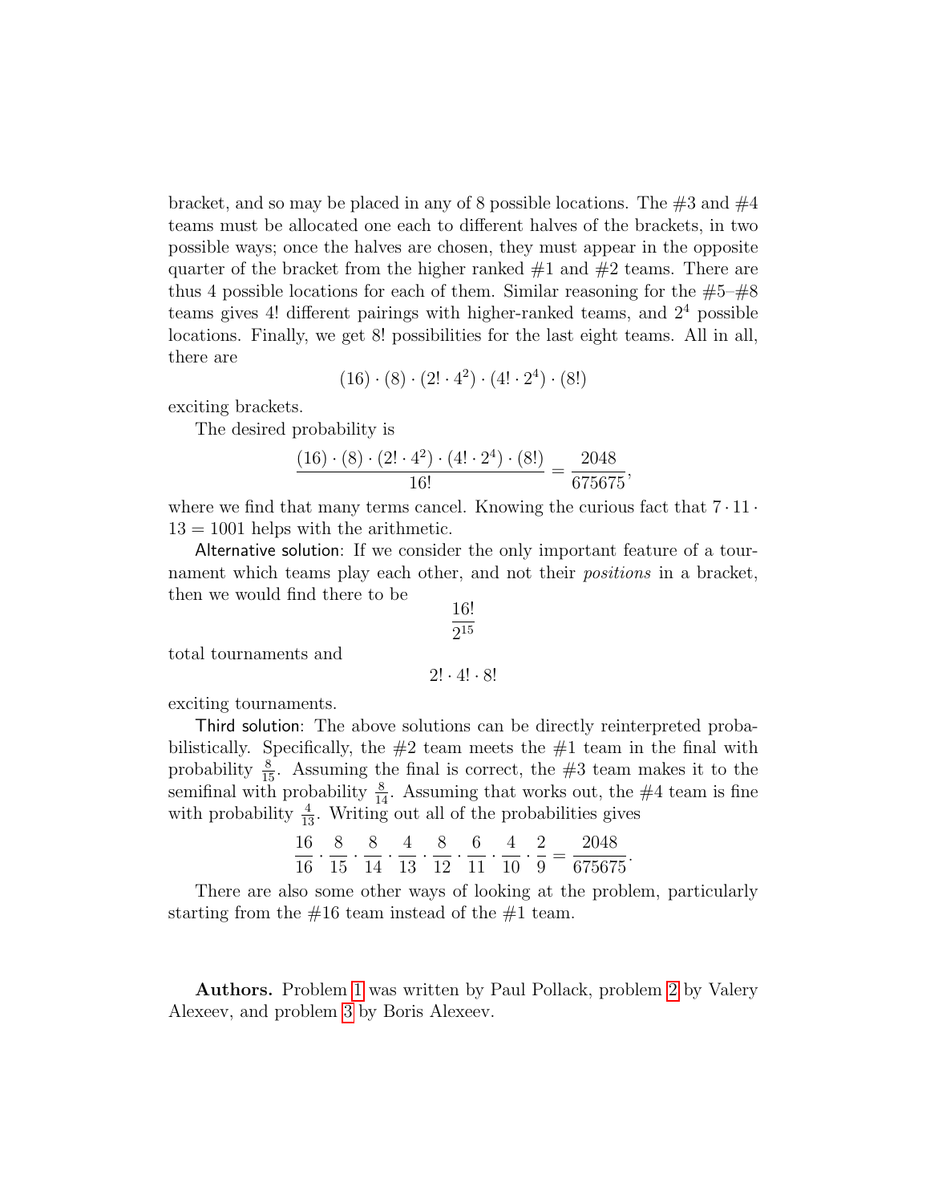bracket, and so may be placed in any of 8 possible locations. The #3 and #4 teams must be allocated one each to different halves of the brackets, in two possible ways; once the halves are chosen, they must appear in the opposite quarter of the bracket from the higher ranked #1 and #2 teams. There are thus 4 possible locations for each of them. Similar reasoning for the #5–#8 teams gives 4! different pairings with higher-ranked teams, and $2^4$ possible locations. Finally, we get 8! possibilities for the last eight teams. All in all, there are

$$(16) \cdot (8) \cdot (2! \cdot 4^2) \cdot (4! \cdot 2^4) \cdot (8!)$$

exciting brackets.

The desired probability is

$$\frac{(16) \cdot (8) \cdot (2! \cdot 4^2) \cdot (4! \cdot 2^4) \cdot (8!)}{16!} = \frac{2048}{675675},$$

where we find that many terms cancel. Knowing the curious fact that $7 \cdot 11 \cdot 13 = 1001$ helps with the arithmetic.

Alternative solution: If we consider the only important feature of a tournament which teams play each other, and not their *positions* in a bracket, then we would find there to be

$$\frac{16!}{2^{15}}$$

total tournaments and

$$2! \cdot 4! \cdot 8!$$

exciting tournaments.

Third solution: The above solutions can be directly reinterpreted probabilistically. Specifically, the #2 team meets the #1 team in the final with probability $\frac{8}{15}$. Assuming the final is correct, the #3 team makes it to the semifinal with probability $\frac{8}{14}$. Assuming that works out, the #4 team is fine with probability $\frac{4}{13}$. Writing out all of the probabilities gives

$$\frac{16}{16} \cdot \frac{8}{15} \cdot \frac{8}{14} \cdot \frac{4}{13} \cdot \frac{8}{12} \cdot \frac{6}{11} \cdot \frac{4}{10} \cdot \frac{2}{9} = \frac{2048}{675675}.$$

There are also some other ways of looking at the problem, particularly starting from the #16 team instead of the #1 team.

**Authors.** Problem 1 was written by Paul Pollack, problem 2 by Valery Alexeev, and problem 3 by Boris Alexeev.